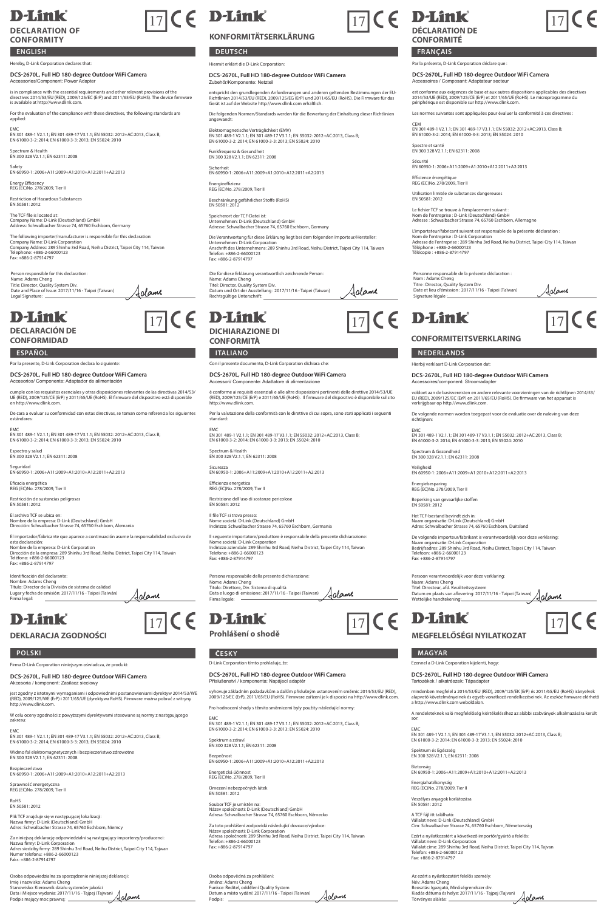# D-Link

17 CE

## DECLARATION OF CONFORMITY

### ENGLISH

Hereby, D-Link Corporation declares that:

**DCS-2670L, Full HD 180-degree Outdoor WiFi Camera**
Accessories/Component: Power Adapter

is in compliance with the essential requirements and other relevant provisions of the directives 2014/53/EU (RED), 2009/125/EC (ErP) and 2011/65/EU (RoHS). The device firmware is available at http://www.dlink.com.

For the evaluation of the compliance with these directives, the following standards are applied:

EMC
EN 301 489-1 V2.1.1; EN 301 489-17 V3.1.1; EN 55032: 2012+AC:2013, Class B; EN 61000-3-2: 2014; EN 61000-3-3: 2013; EN 55024: 2010

Spectrum & Health
EN 300 328 V2.1.1; EN 62311: 2008

Safety
EN 60950-1: 2006+A11:2009+A1:2010+A12:2011+A2:2013

Energy Efficiency
REG (EC)No. 278/2009, Tier II

Restriction of Hazardous Substances
EN 50581: 2012

The TCF file is located at:
Company Name: D-Link (Deutschland) GmbH
Address: Schwalbacher Strasse 74, 65760 Eschborn, Germany

The following importer/manufacturer is responsible for this declaration:
Company Name: D-Link Corporation
Company Address: 289 Shinhu 3rd Road, Neihu District, Taipei City 114, Taiwan
Telephone: +886-2-66000123
Fax: +886-2-87914797

Person responsible for this declaration:
Name: Adams Cheng
Title: Director, Quality System Div.
Date and Place of Issue: 2017/11/16 - Taipei (Taiwan)
Legal Signature: Adams

# D-Link

17 CE

## KONFORMITÄTSERKLÄRUNG

### DEUTSCH

Hiermit erklärt die D-Link Corporation:

**DCS-2670L, Full HD 180-degree Outdoor WiFi Camera**
Zubehör/Komponente: Netzteil

entspricht den grundlegenden Anforderungen und anderen geltenden Bestimmungen der EU-Richtlinien 2014/53/EU (RED), 2009/125/EG (ErP) und 2011/65/EU (RoHS). Die Firmware für das Gerät ist auf der Website http://www.dlink.com erhältlich.

Die folgenden Normen/Standards werden für die Bewertung der Einhaltung dieser Richtlinien angewandt:

Elektromagnetische Verträglichkeit (EMV)
EN 301 489-1 V2.1.1; EN 301 489-17 V3.1.1; EN 55032: 2012+AC:2013, Class B; EN 61000-3-2: 2014; EN 61000-3-3: 2013; EN 55024: 2010

Funkfrequenz & Gesundheit
EN 300 328 V2.1.1; EN 62311: 2008

Sicherheit
EN 60950-1: 2006+A11:2009+A1:2010+A12:2011+A2:2013

Energieeffizienz
REG (EC)No. 278/2009, Tier II

Beschränkung gefährlicher Stoffe (RoHS)
EN 50581: 2012

Speicherort der TCF-Datei ist:
Unternehmen: D-Link (Deutschland) GmbH
Adresse: Schwalbacher Strasse 74, 65760 Eschborn, Germany

Die Verantwortung für diese Erklärung liegt bei dem folgenden Importeur/Hersteller:
Unternehmen: D-Link Corporation
Anschrift des Unternehmens: 289 Shinhu 3rd Road, Neihu District, Taipei City 114, Taiwan
Telefon: +886-2-66000123
Fax: +886-2-87914797

Die für diese Erklärung verantwortlich zeichnende Person:
Name: Adams Cheng
Titel: Director, Quality System Div.
Datum und Ort der Ausstellung : 2017/11/16 - Taipei (Taiwan)
Rechtsgültige Unterschrift: Adams

# D-Link

17 CE

## DÉCLARATION DE CONFORMITÉ

### FRANÇAIS

Par la présente, D-Link Corporation déclare que :

**DCS-2670L, Full HD 180-degree Outdoor WiFi Camera**
Accessoires / Composant: Adaptateur secteur

est conforme aux exigences de base et aux autres dispositions applicables des directives 2014/53/UE (RED), 2009/125/CE (ErP) et 2011/65/UE (RoHS). Le microprogramme du périphérique est disponible sur http://www.dlink.com.

Les normes suivantes sont appliquées pour évaluer la conformité à ces directives :

CEM
EN 301 489-1 V2.1.1; EN 301 489-17 V3.1.1; EN 55032: 2012+AC:2013, Class B; EN 61000-3-2: 2014; EN 61000-3-3: 2013; EN 55024: 2010

Spectre et santé
EN 300 328 V2.1.1; EN 62311: 2008

Sécurité
EN 60950-1: 2006+A11:2009+A1:2010+A12:2011+A2:2013

Efficience énergétique
REG (EC)No. 278/2009, Tier II

Utilisation limitée de substances dangereuses
EN 50581: 2012

Le fichier TCF se trouve à l'emplacement suivant :
Nom de l'entreprise : D-Link (Deutschland) GmbH
Adresse : Schwalbacher Strasse 74, 65760 Eschborn, Allemagne

L'importateur/fabricant suivant est responsable de la présente déclaration :
Nom de l'entreprise : D-Link Corporation
Adresse de l'entreprise : 289 Shinhu 3rd Road, Neihu District, Taipei City 114, Taiwan
Téléphone : +886-2-66000123
Télécopie : +886-2-87914797

Personne responsable de la présente déclaration :
Nom : Adams Cheng
Titre : Director, Quality System Div.
Date et lieu d'émission : 2017/11/16 - Taipei (Taiwan)
Signature légale : Adams

# D-Link

17 CE

## DECLARACIÓN DE CONFORMIDAD

### ESPAÑOL

Por la presente, D-Link Corporation declara lo siguiente:

**DCS-2670L, Full HD 180-degree Outdoor WiFi Camera**
Accesorios/ Componente: Adaptador de alimentación

cumple con los requisitos esenciales y otras disposiciones relevantes de las directivas 2014/53/UE (RED), 2009/125/CE (ErP) y 2011/65/UE (RoHS). El firmware del dispositivo está disponible en http://www.dlink.com.

De cara a evaluar su conformidad con estas directivas, se toman como referencia los siguientes estándares:

EMC
EN 301 489-1 V2.1.1; EN 301 489-17 V3.1.1; EN 55032: 2012+AC:2013, Class B; EN 61000-3-2: 2014; EN 61000-3-3: 2013; EN 55024: 2010

Espectro y salud
EN 300 328 V2.1.1; EN 62311: 2008

Seguridad
EN 60950-1: 2006+A11:2009+A1:2010+A12:2011+A2:2013

Eficacia energética
REG (EC)No. 278/2009, Tier II

Restricción de sustancias peligrosas
EN 50581: 2012

El archivo TCF se ubica en:
Nombre de la empresa: D-Link (Deutschland) GmbH
Dirección: Schwalbacher Strasse 74, 65760 Eschborn, Alemania

El importador/fabricante que aparece a continuación asume la responsabilidad exclusiva de esta declaración:
Nombre de la empresa: D-Link Corporation
Dirección de la empresa: 289 Shinhu 3rd Road, Neihu District, Taipei City 114, Taiwán
Teléfono: +886-2-66000123
Fax: +886-2-87914797

Identificación del declarante:
Nombre: Adams Cheng
Título: Director de la División de sistema de calidad
Lugar y fecha de emisión: 2017/11/16 - Taipei (Taiwán)
Firma legal: Adams

# D-Link

17 CE

## DICHIARAZIONE DI CONFORMITÀ

### ITALIANO

Con il presente documento, D-Link Corporation dichiara che:

**DCS-2670L, Full HD 180-degree Outdoor WiFi Camera**
Accessori/ Componente: Adattatore di alimentazione

è conforme ai requisiti essenziali e alle altre disposizioni pertinenti delle direttive 2014/53/UE (RED), 2009/125/CE (ErP) e 2011/65/UE (RoHS). Il firmware del dispositivo è disponibile sul sito http://www.dlink.com.

Per la valutazione della conformità con le direttive di cui sopra, sono stati applicati i seguenti standard:

EMC
EN 301 489-1 V2.1.1; EN 301 489-17 V3.1.1; EN 55032: 2012+AC:2013, Class B; EN 61000-3-2: 2014; EN 61000-3-3: 2013; EN 55024: 2010

Spectrum & Health
EN 300 328 V2.1.1; EN 62311: 2008

Sicurezza
EN 60950-1: 2006+A11:2009+A1:2010+A12:2011+A2:2013

Efficienza energetica
REG (EC)No. 278/2009, Tier II

Restrizione dell'uso di sostanze pericolose
EN 50581: 2012

Il file TCF si trova presso:
Nome società: D-Link (Deutschland) GmbH
Indirizzo: Schwalbacher Strasse 74, 65760 Eschborn, Germania

Il seguente importatore/produttore è responsabile della presente dichiarazione:
Nome società: D-Link Corporation
Indirizzo aziendale: 289 Shinhu 3rd Road, Neihu District, Taipei City 114, Taiwan
Telefono: +886-2-66000123
Fax: +886-2-87914797

Persona responsabile della presente dichiarazione:
Nome: Adams Cheng
Titolo: Direttore, Div. Sistema di qualità
Data e luogo di emissione: 2017/11/16 - Taipei (Taiwan)
Firma legale: Adams

# D-Link

17 CE

## CONFORMITEITSVERKLARING

### NEDERLANDS

Hierbij verklaart D-Link Corporation dat:

**DCS-2670L, Full HD 180-degree Outdoor WiFi Camera**
Accessoires/component: Stroomadapter

voldoet aan de basisvereisten en andere relevante voorzieningen van de richtlijnen 2014/53/EU (RED), 2009/125/EC (ErP) en 2011/65/EU (RoHS). De firmware van het apparaat is verkrijgbaar op http://www.dlink.com.

De volgende normen worden toegepast voor de evaluatie over de naleving van deze richtlijnen:

EMC
EN 301 489-1 V2.1.1; EN 301 489-17 V3.1.1; EN 55032: 2012+AC:2013, Class B; EN 61000-3-2: 2014; EN 61000-3-3: 2013; EN 55024: 2010

Spectrum & Gezondheid
EN 300 328 V2.1.1; EN 62311: 2008

Veiligheid
EN 60950-1: 2006+A11:2009+A1:2010+A12:2011+A2:2013

Energiebesparing
REG (EC)No. 278/2009, Tier II

Beperking van gevaarlijke stoffen
EN 50581: 2012

Het TCF-bestand bevindt zich in:
Naam organisatie: D-Link (Deutschland) GmbH
Adres: Schwalbacher Strasse 74, 65760 Eschborn, Duitsland

De volgende importeur/fabrikant is verantwoordelijk voor deze verklaring:
Naam organisatie: D-Link Corporation
Bedrijfsadres: 289 Shinhu 3rd Road, Neihu District, Taipei City 114, Taiwan
Telefoon: +886-2-66000123
Fax: +886-2-87914797

Persoon verantwoordelijk voor deze verklaring:
Naam: Adams Cheng
Titel: Directeur, afd. Kwaliteitssysteem
Datum en plaats van aflevering: 2017/11/16 - Taipei (Taiwan)
Wettelijke handtekening: Adams

# D-Link

17 CE

## DEKLARACJA ZGODNOŚCI

### POLSKI

Firma D-Link Corporation niniejszym oświadcza, że produkt:

**DCS-2670L, Full HD 180-degree Outdoor WiFi Camera**
Akcesoria / komponent: Zasilacz sieciowy

jest zgodny z istotnymi wymaganiami i odpowiednimi postanowieniami dyrektyw 2014/53/WE (RED), 2009/125/WE (ErP) i 2011/65/UE (dyrektywa RoHS). Firmware można pobrać z witryny http://www.dlink.com.

W celu oceny zgodności z powyższymi dyrektywami stosowane są normy z następującego zakresu:

EMC
EN 301 489-1 V2.1.1; EN 301 489-17 V3.1.1; EN 55032: 2012+AC:2013, Class B; EN 61000-3-2: 2014; EN 61000-3-3: 2013; EN 55024: 2010

Widmo fal elektromagnetycznych i bezpieczeństwo zdrowotne
EN 300 328 V2.1.1; EN 62311: 2008

Bezpieczeństwo
EN 60950-1: 2006+A11:2009+A1:2010+A12:2011+A2:2013

Sprawność energetyczna
REG (EC)No. 278/2009, Tier II

RoHS
EN 50581: 2012

Plik TCF znajduje się w następującej lokalizacji:
Nazwa firmy: D-Link (Deutschland) GmbH
Adres: Schwalbacher Strasse 74, 65760 Eschborn, Niemcy

Za niniejszą deklarację odpowiedzialni są następujący importerzy/producenci:
Nazwa firmy: D-Link Corporation
Adres siedziby firmy: 289 Shinhu 3rd Road, Neihu District, Taipei City 114, Tajwan
Numer telefonu: +886-2-66000123
Faks: +886-2-87914797

Osoba odpowiedzialna za sporządzenie niniejszej deklaracji:
Imię i nazwisko: Adams Cheng
Stanowisko: Kierownik działu systemów jakości
Data i Miejsce wydania: 2017/11/16 - Tajpej (Tajwan)
Podpis mający moc prawną: Adams

# D-Link

17 CE

## Prohlášení o shodě

### ČESKY

D-Link Corporation tímto prohlašuje, že:

**DCS-2670L, Full HD 180-degree Outdoor WiFi Camera**
Příslušenství / komponenta: Napájecí adaptér

vyhovuje základním požadavkům a dalším příslušným ustanovením směrnic 2014/53/EU (RED), 2009/125/EC (ErP) a 2011/65/EU (RoHS). Firmware zařízení je k dispozici na http://www.dlink.com.

Pro hodnocení shody s těmito směrnicemi byly použity následující normy:

EMC
EN 301 489-1 V2.1.1; EN 301 489-17 V3.1.1; EN 55032: 2012+AC:2013, Class B; EN 61000-3-2: 2014; EN 61000-3-3: 2013; EN 55024: 2010

Spektrum a zdraví
EN 300 328 V2.1.1; EN 62311: 2008

Bezpečnost
EN 60950-1: 2006+A11:2009+A1:2010+A12:2011+A2:2013

Energetická účinnost
REG (EC)No. 278/2009, Tier II

Omezení nebezpečných látek
EN 50581: 2012

Soubor TCF je umístěn na:
Název společnosti: D-Link (Deutschland) GmbH
Adresa: Schwalbacher Strasse 74, 65760 Eschborn, Německo

Za toto prohlášení zodpovídá následující dovozce/výrobce:
Název společnosti: D-Link Corporation
Adresa společnosti: 289 Shinhu 3rd Road, Neihu District, Taipei City 114, Taiwan
Telefon: +886-2-66000123
Fax: +886-2-87914797

Osoba odpovědná za prohlášení:
Jméno: Adams Cheng
Funkce: Ředitel, oddělení Quality System
Datum a místo vydání: 2017/11/16 - Taipei (Taiwan)
Podpis: Adams

# D-Link

17 CE

## MEGFELELŐSÉGI NYILATKOZAT

### MAGYAR

Ezennel a D-Link Corporation kijelenti, hogy:

**DCS-2670L, Full HD 180-degree Outdoor WiFi Camera**
Tartozékok / alkatrészek: Tápadapter

mindenben megfelel a 2014/53/EU (RED), 2009/125/EK (ErP) és 2011/65/EU (RoHS) irányelvek alapvető követelményeinek és egyéb vonatkozó rendelkezéseinek. Az eszköz firmware elérhető a http://www.dlink.com weboldalon.

A rendeleteknek való megfelelőség kiértékeléséhez az alábbi szabványok alkalmazására került sor:

EMC
EN 301 489-1 V2.1.1; EN 301 489-17 V3.1.1; EN 55032: 2012+AC:2013, Class B; EN 61000-3-2: 2014; EN 61000-3-3: 2013; EN 55024: 2010

Spektrum és Egészség
EN 300 328 V2.1.1; EN 62311: 2008

Biztonság
EN 60950-1: 2006+A11:2009+A1:2010+A12:2011+A2:2013

Energiahatékonyság
REG (EC)No. 278/2009, Tier II

Veszélyes anyagok korlátozása
EN 50581: 2012

A TCF fájl itt található:
Vállalat neve: D-Link (Deutschland) GmbH
Cím: Schwalbacher Strasse 74, 65760 Eschborn, Németország

Ezért a nyilatkozatért a következő importőr/gyártó a felelős:
Vállalat neve: D-Link Corporation
Vállalat címe: 289 Shinhu 3rd Road, Neihu District, Taipei City 114, Tajvan
Telefon: +886-2-66000123
Fax: +886-2-87914797

Az ezért a nyilatkozatért felelős személy:
Név: Adams Cheng
Beosztás: Igazgató, Minőségrendszer div.
Kiadás dátuma és helye: 2017/11/16 - Tajpej (Tajvan)
Törvényes aláírás: Adams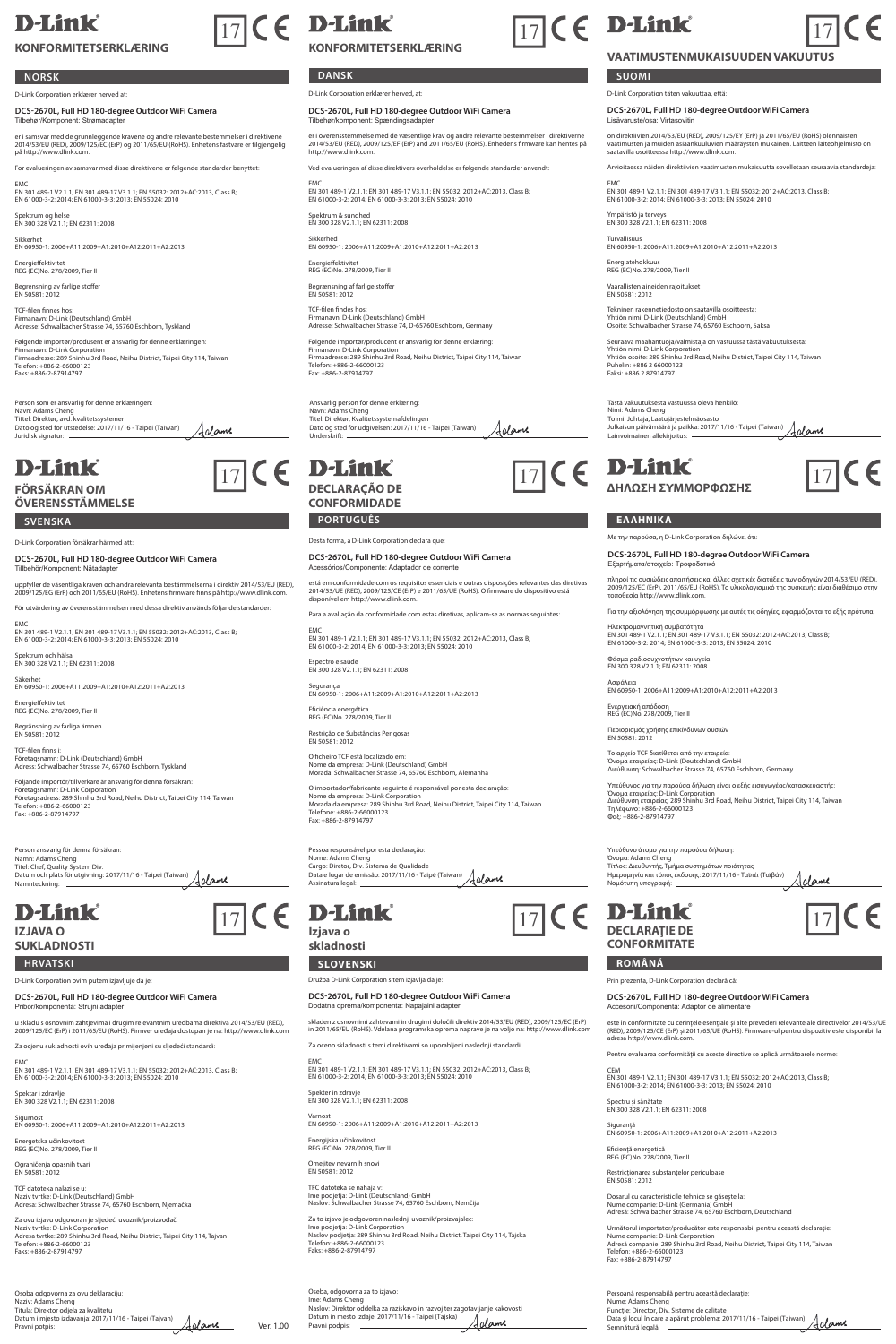# D-Link

17 CE

## KONFORMITETSERKLÆRING

### NORSK

D-Link Corporation erklærer herved at:

**DCS-2670L, Full HD 180-degree Outdoor WiFi Camera**
Tilbehør/Komponent: Strømadapter

er i samsvar med de grunnleggende kravene og andre relevante bestemmelser i direktivene 2014/53/EU (RED), 2009/125/EC (ErP) og 2011/65/EU (RoHS). Enhetens fastvare er tilgjengelig på http://www.dlink.com.

For evalueringen av samsvar med disse direktivene er følgende standarder benyttet:

EMC
EN 301 489-1 V2.1.1; EN 301 489-17 V3.1.1; EN 55032: 2012+AC:2013, Class B; EN 61000-3-2: 2014; EN 61000-3-3: 2013; EN 55024: 2010

Spektrum og helse
EN 300 328 V2.1.1; EN 62311: 2008

Sikkerhet
EN 60950-1: 2006+A11:2009+A1:2010+A12:2011+A2:2013

Energieffektivitet
REG (EC)No. 278/2009, Tier II

Begrensning av farlige stoffer
EN 50581: 2012

TCF-filen finnes hos:
Firmanavn: D-Link (Deutschland) GmbH
Adresse: Schwalbacher Strasse 74, 65760 Eschborn, Tyskland

Følgende importør/produsent er ansvarlig for denne erklæringen:
Firmanavn: D-Link Corporation
Firmaadresse: 289 Shinhu 3rd Road, Neihu District, Taipei City 114, Taiwan
Telefon: +886-2-66000123
Faks: +886-2-87914797

Person som er ansvarlig for denne erklæringen:
Navn: Adams Cheng
Tittel: Direktør, avd. kvalitetssystemer
Dato og sted for utstedelse: 2017/11/16 - Taipei (Taiwan)
Juridisk signatur:

# D-Link

17 CE

## KONFORMITETSERKLÆRING

### DANSK

D-Link Corporation erklærer herved, at:

**DCS-2670L, Full HD 180-degree Outdoor WiFi Camera**
Tilbehør/komponent: Spændingsadapter

er i overensstemmelse med de væsentlige krav og andre relevante bestemmelser i direktiverne 2014/53/EU (RED), 2009/125/EF (ErP) og 2011/65/EU (RoHS). Enhedens firmware kan hentes på http://www.dlink.com.

Ved evalueringen af disse direktivers overholdelse er følgende standarder anvendt:

EMC
EN 301 489-1 V2.1.1; EN 301 489-17 V3.1.1; EN 55032: 2012+AC:2013, Class B; EN 61000-3-2: 2014; EN 61000-3-3: 2013; EN 55024: 2010

Spektrum & sundhed
EN 300 328 V2.1.1; EN 62311: 2008

Sikkerhed
EN 60950-1: 2006+A11:2009+A1:2010+A12:2011+A2:2013

Energieffektivitet
REG (EC)No. 278/2009, Tier II

Begrænsning af farlige stoffer
EN 50581: 2012

TCF-filen findes hos:
Firmanavn: D-Link (Deutschland) GmbH
Adresse: Schwalbacher Strasse 74, D-65760 Eschborn, Germany

Følgende importør/producent er ansvarlig for denne erklæring:
Firmanavn: D-Link Corporation
Firmaadresse: 289 Shinhu 3rd Road, Neihu District, Taipei City 114, Taiwan
Telefon: +886-2-66000123
Fax: +886-2-87914797

Ansvarlig person for denne erklæring:
Navn: Adams Cheng
Titel: Direktør, Kvalitetssystemafdelingen
Dato og sted for udgivelsen: 2017/11/16 - Taipei (Taiwan)
Underskrift:

# D-Link

17 CE

## VAATIMUSTENMUKAISUUDEN VAKUUTUS

### SUOMI

D-Link Corporation täten vakuuttaa, että:

**DCS-2670L, Full HD 180-degree Outdoor WiFi Camera**
Lisävaruste/osa: Virtasovitin

on direktiivien 2014/53/EU (RED), 2009/125/EY (ErP) ja 2011/65/EU (RoHS) olennaisten vaatimusten ja muiden asiaankuuluvien määräysten mukainen. Laitteen laiteohjelmisto on saatavilla osoitteessa http://www.dlink.com.

Arvioitaessa näiden direktiivien vaatimusten mukaisuutta sovelletaan seuraavia standardeja:

EMC
EN 301 489-1 V2.1.1; EN 301 489-17 V3.1.1; EN 55032: 2012+AC:2013, Class B; EN 61000-3-2: 2014; EN 61000-3-3: 2013; EN 55024: 2010

Ympäristö ja terveys
EN 300 328 V2.1.1; EN 62311: 2008

Turvallisuus
EN 60950-1: 2006+A11:2009+A1:2010+A12:2011+A2:2013

Energiatehokkuus
REG (EC)No. 278/2009, Tier II

Vaarallisten aineiden rajoitukset
EN 50581: 2012

Tekninen rakennetiedosto on saatavilla osoitteesta:
Yhtiön nimi: D-Link (Deutschland) GmbH
Osoite: Schwalbacher Strasse 74, 65760 Eschborn, Saksa

Seuraava maahantuoja/valmistaja on vastuussa tästä vakuutuksesta:
Yhtiön nimi: D-Link Corporation
Yhtiön osoite: 289 Shinhu 3rd Road, Neihu District, Taipei City 114, Taiwan
Puhelin: +886 2 66000123
Faksi: +886 2 87914797

Tästä vakuutuksesta vastuussa oleva henkilö:
Nimi: Adams Cheng
Toimi: Johtaja, Laatujärjestelmäosasto
Julkaisun päivämäärä ja paikka: 2017/11/16 - Taipei (Taiwan)
Lainvoimainen allekirjoitus:

# D-Link

17 CE

## FÖRSÄKRAN OM ÖVERENSSTÄMMELSE

### SVENSKA

D-Link Corporation försäkrar härmed att:

**DCS-2670L, Full HD 180-degree Outdoor WiFi Camera**
Tillbehör/Komponent: Nätadapter

uppfyller de väsentliga kraven och andra relevanta bestämmelserna i direktiv 2014/53/EU (RED), 2009/125/EG (ErP) och 2011/65/EU (RoHS). Enhetens firmware finns på http://www.dlink.com.

För utvärdering av överensstämmelsen med dessa direktiv används följande standarder:

EMC
EN 301 489-1 V2.1.1; EN 301 489-17 V3.1.1; EN 55032: 2012+AC:2013, Class B; EN 61000-3-2: 2014; EN 61000-3-3: 2013; EN 55024: 2010

Spektrum och hälsa
EN 300 328 V2.1.1; EN 62311: 2008

Säkerhet
EN 60950-1: 2006+A11:2009+A1:2010+A12:2011+A2:2013

Energieffektivitet
REG (EC)No. 278/2009, Tier II

Begränsning av farliga ämnen
EN 50581: 2012

TCF-filen finns i:
Företagsnamn: D-Link (Deutschland) GmbH
Adress: Schwalbacher Strasse 74, 65760 Eschborn, Tyskland

Följande importör/tillverkare är ansvarig för denna försäkran:
Företagsnamn: D-Link Corporation
Företagsadress: 289 Shinhu 3rd Road, Neihu District, Taipei City 114, Taiwan
Telefon: +886-2-66000123
Fax: +886-2-87914797

Person ansvarig för denna försäkran:
Namn: Adams Cheng
Titel: Chef, Quality System Div.
Datum och plats för utgivning: 2017/11/16 - Taipei (Taiwan)
Namnteckning:

# D-Link

17 CE

## DECLARAÇÃO DE CONFORMIDADE

### PORTUGUÊS

Desta forma, a D-Link Corporation declara que:

**DCS-2670L, Full HD 180-degree Outdoor WiFi Camera**
Acessórios/Componente: Adaptador de corrente

está em conformidade com os requisitos essenciais e outras disposições relevantes das diretivas 2014/53/UE (RED), 2009/125/CE (ErP) e 2011/65/UE (RoHS). O firmware do dispositivo está disponível em http://www.dlink.com.

Para a avaliação da conformidade com estas diretivas, aplicam-se as normas seguintes:

EMC
EN 301 489-1 V2.1.1; EN 301 489-17 V3.1.1; EN 55032: 2012+AC:2013, Class B; EN 61000-3-2: 2014; EN 61000-3-3: 2013; EN 55024: 2010

Espectro e saúde
EN 300 328 V2.1.1; EN 62311: 2008

Segurança
EN 60950-1: 2006+A11:2009+A1:2010+A12:2011+A2:2013

Eficiência energética
REG (EC)No. 278/2009, Tier II

Restrição de Substâncias Perigosas
EN 50581: 2012

O ficheiro TCF está localizado em:
Nome da empresa: D-Link (Deutschland) GmbH
Morada: Schwalbacher Strasse 74, 65760 Eschborn, Alemanha

O importador/fabricante seguinte é responsável por esta declaração:
Nome da empresa: D-Link Corporation
Morada da empresa: 289 Shinhu 3rd Road, Neihu District, Taipei City 114, Taiwan
Telefone: +886-2-66000123
Fax: +886-2-87914797

Pessoa responsável por esta declaração:
Nome: Adams Cheng
Cargo: Diretor, Div. Sistema de Qualidade
Data e lugar de emissão: 2017/11/16 - Taipé (Taiwan)
Assinatura legal:

# D-Link

17 CE

## ΔΗΛΩΣΗ ΣΥΜΜΟΡΦΩΣΗΣ

### ΕΛΛΗΝΙΚΑ

Με την παρούσα, η D-Link Corporation δηλώνει ότι:

**DCS-2670L, Full HD 180-degree Outdoor WiFi Camera**
Εξαρτήματα/στοιχείο: Τροφοδοτικό

πληροί τις ουσιώδεις απαιτήσεις και άλλες σχετικές διατάξεις των οδηγιών 2014/53/EU (RED), 2009/125/EC (ErP), 2011/65/EU (RoHS). Το υλικολογισμικό της συσκευής είναι διαθέσιμο στην τοποθεσία http://www.dlink.com.

Για την αξιολόγηση της συμμόρφωσης με αυτές τις οδηγίες, εφαρμόζονται τα εξής πρότυπα:

Ηλεκτρομαγνητική συμβατότητα
EN 301 489-1 V2.1.1; EN 301 489-17 V3.1.1; EN 55032: 2012+AC:2013, Class B; EN 61000-3-2: 2014; EN 61000-3-3: 2013; EN 55024: 2010

Φάσμα ραδιοσυχνοτήτων και υγεία
EN 300 328 V2.1.1; EN 62311: 2008

Ασφάλεια
EN 60950-1: 2006+A11:2009+A1:2010+A12:2011+A2:2013

Ενεργειακή απόδοση
REG (EC)No. 278/2009, Tier II

Περιορισμός χρήσης επικίνδυνων ουσιών
EN 50581: 2012

Το αρχείο TCF διατίθεται από την εταιρεία:
Όνομα εταιρείας: D-Link (Deutschland) GmbH
Διεύθυνση: Schwalbacher Strasse 74, 65760 Eschborn, Germany

Υπεύθυνος για την παρούσα δήλωση είναι ο εξής εισαγωγέας/κατασκευαστής:
Όνομα εταιρείας: D-Link Corporation
Διεύθυνση εταιρείας: 289 Shinhu 3rd Road, Neihu District, Taipei City 114, Taiwan
Τηλέφωνο: +886-2-66000123
Φαξ: +886-2-87914797

Υπεύθυνο άτομο για την παρούσα δήλωση:
Όνομα: Adams Cheng
Τίτλος: Διευθυντής, Τμήμα συστημάτων ποιότητας
Ημερομηνία και τόπος έκδοσης: 2017/11/16 - Ταϊπέι (Ταϊβάν)
Νομότυπη υπογραφή:

# D-Link

17 CE

## IZJAVA O SUKLADNOSTI

### HRVATSKI

D-Link Corporation ovim putem izjavljuje da je:

**DCS-2670L, Full HD 180-degree Outdoor WiFi Camera**
Pribor/komponenta: Strujni adapter

u skladu s osnovnim zahtjevima i drugim relevantnim uredbama direktiva 2014/53/EU (RED), 2009/125/EC (ErP) i 2011/65/EU (RoHS). Firmver uređaja dostupan je na: http://www.dlink.com

Za ocjenu sukladnosti ovih uređaja primijenjeni su sljedeći standardi:

EMC
EN 301 489-1 V2.1.1; EN 301 489-17 V3.1.1; EN 55032: 2012+AC:2013, Class B; EN 61000-3-2: 2014; EN 61000-3-3: 2013; EN 55024: 2010

Spektar i zdravlje
EN 300 328 V2.1.1; EN 62311: 2008

Sigurnost
EN 60950-1: 2006+A11:2009+A1:2010+A12:2011+A2:2013

Energetska učinkovitost
REG (EC)No. 278/2009, Tier II

Ograničenja opasnih tvari
EN 50581: 2012

TCF datoteka nalazi se u:
Naziv tvrtke: D-Link (Deutschland) GmbH
Adresa: Schwalbacher Strasse 74, 65760 Eschborn, Njemačka

Za ovu izjavu odgovoran je sljedeći uvoznik/proizvođač:
Naziv tvrtke: D-Link Corporation
Adresa tvrtke: 289 Shinhu 3rd Road, Neihu District, Taipei City 114, Tajvan
Telefon: +886-2-66000123
Faks: +886-2-87914797

Osoba odgovorna za ovu deklaraciju:
Naziv: Adams Cheng
Titula: Direktor odjela za kvalitetu
Datum i mjesto izdavanja: 2017/11/16 - Taipei (Tajvan)
Pravni potpis:

# D-Link

17 CE

## Izjava o skladnosti

### SLOVENSKI

Družba D-Link Corporation s tem izjavlja da je:

**DCS-2670L, Full HD 180-degree Outdoor WiFi Camera**
Dodatna oprema/komponenta: Napajalni adapter

skladen z osnovnimi zahtevami in drugimi ustreznimi določili direktiv 2014/53/EU (RED), 2009/125/EC (ErP) in 2011/65/EU (RoHS). Vdelana programska oprema naprave je na voljo na: http://www.dlink.com

Za oceno skladnosti s temi direktivami so uporabljeni naslednji standardi:

EMC
EN 301 489-1 V2.1.1; EN 301 489-17 V3.1.1; EN 55032: 2012+AC:2013, Class B; EN 61000-3-2: 2014; EN 61000-3-3: 2013; EN 55024: 2010

Spekter in zdravje
EN 300 328 V2.1.1; EN 62311: 2008

Varnost
EN 60950-1: 2006+A11:2009+A1:2010+A12:2011+A2:2013

Energijska učinkovitost
REG (EC)No. 278/2009, Tier II

Omejitev nevarnih snovi
EN 50581: 2012

TFC datoteka se nahaja v:
Ime podjetja: D-Link (Deutschland) GmbH
Naslov: Schwalbacher Strasse 74, 65760 Eschborn, Nemčija

Za to izjavo je odgovoren naslednji uvoznik/proizvajalec:
Ime podjetja: D-Link Corporation
Naslov podjetja: 289 Shinhu 3rd Road, Neihu District, Taipei City 114, Tajska
Telefon: +886-2-66000123
Faks: +886-2-87914797

Oseba, odgovorna za to izjavo:
Ime: Adams Cheng
Naslov: Direktor oddelka za raziskavo in razvoj ter zagotavljanje kakovosti
Datum in mesto izdaje: 2017/11/16 - Taipei (Tajska)
Pravni podpis:

# D-Link

17 CE

## DECLARAȚIE DE CONFORMITATE

### ROMÂNĂ

Prin prezenta, D-Link Corporation declară că:

**DCS-2670L, Full HD 180-degree Outdoor WiFi Camera**
Accesorii/Componentă: Adaptor de alimentare

este în conformitate cu cerințele esențiale și alte prevederi relevante ale directivelor 2014/53/UE (RED), 2009/125/CE (ErP) și 2011/65/UE (RoHS). Firmware-ul pentru dispozitiv este disponibil la adresa http://www.dlink.com.

Pentru evaluarea conformității cu aceste directive se aplică următoarele norme:

CEM
EN 301 489-1 V2.1.1; EN 301 489-17 V3.1.1; EN 55032: 2012+AC:2013, Class B; EN 61000-3-2: 2014; EN 61000-3-3: 2013; EN 55024: 2010

Spectru și sănătate
EN 300 328 V2.1.1; EN 62311: 2008

Siguranță
EN 60950-1: 2006+A11:2009+A1:2010+A12:2011+A2:2013

Eficiență energetică
REG (EC)No. 278/2009, Tier II

Restricționarea substanțelor periculoase
EN 50581: 2012

Dosarul cu caracteristicile tehnice se găsește la:
Nume companie: D-Link (Germania) GmbH
Adresă: Schwalbacher Strasse 74, 65760 Eschborn, Deutschland

Următorul importator/producător este responsabil pentru această declarație:
Nume companie: D-Link Corporation
Adresă companie: 289 Shinhu 3rd Road, Neihu District, Taipei City 114, Taiwan
Telefon: +886-2-66000123
Fax: +886-2-87914797

Persoană responsabilă pentru această declarație:
Nume: Adams Cheng
Funcție: Director, Div. Sisteme de calitate
Data și locul în care a apărut problema: 2017/11/16 - Taipei (Taiwan)
Semnătură legală:

Ver. 1.00